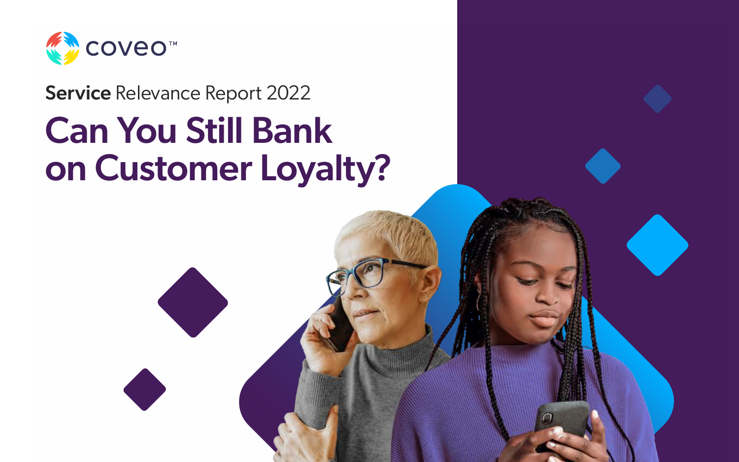coveo™

**Service** Relevance Report 2022

# Can You Still Bank on Customer Loyalty?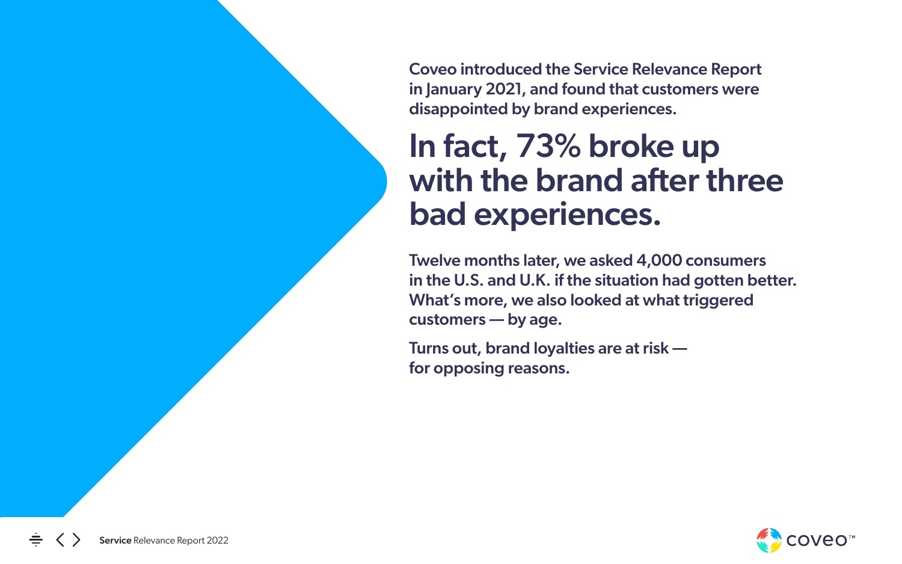**Coveo introduced the Service Relevance Report in January 2021, and found that customers were disappointed by brand experiences.**

# In fact, 73% broke up with the brand after three bad experiences.

**Twelve months later, we asked 4,000 consumers in the U.S. and U.K. if the situation had gotten better. What's more, we also looked at what triggered customers — by age.**

**Turns out, brand loyalties are at risk — for opposing reasons.**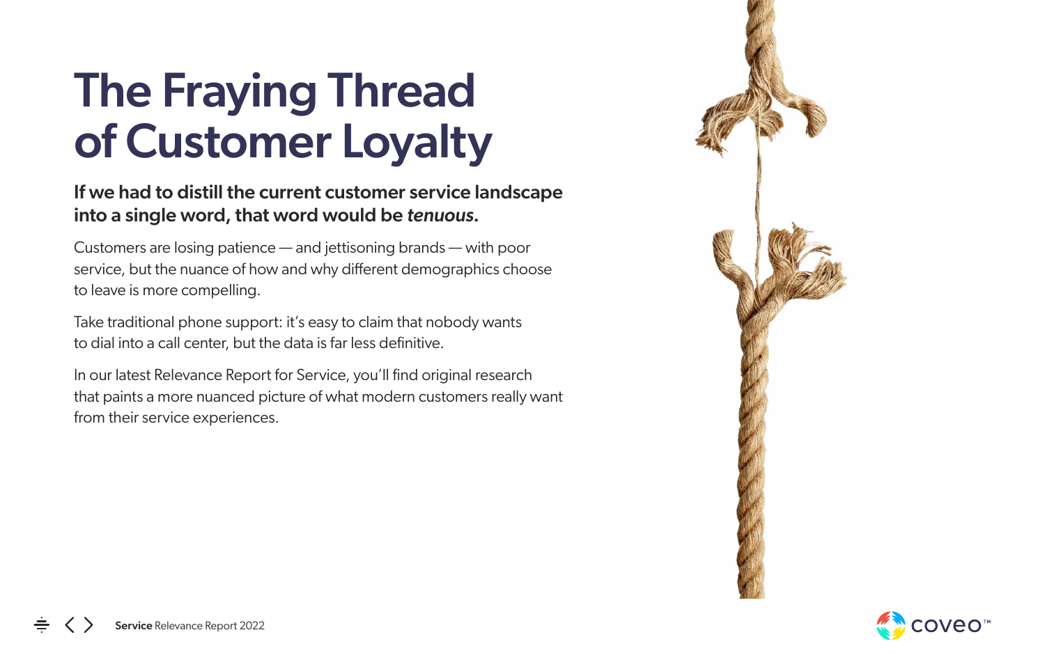# The Fraying Thread of Customer Loyalty

**If we had to distill the current customer service landscape into a single word, that word would be *tenuous*.**

Customers are losing patience — and jettisoning brands — with poor service, but the nuance of how and why different demographics choose to leave is more compelling.

Take traditional phone support: it's easy to claim that nobody wants to dial into a call center, but the data is far less definitive.

In our latest Relevance Report for Service, you'll find original research that paints a more nuanced picture of what modern customers really want from their service experiences.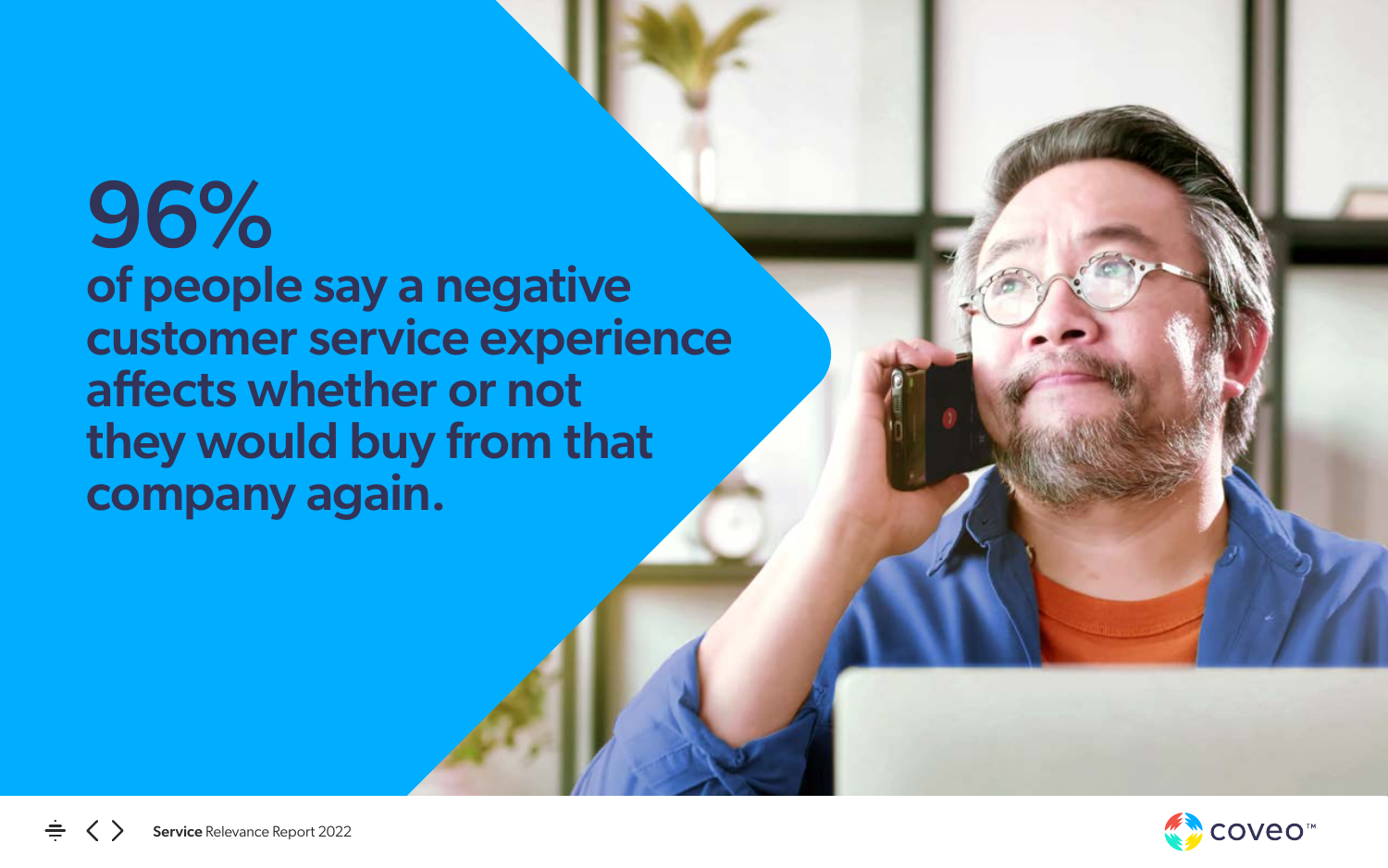# 96%

## of people say a negative customer service experience affects whether or not they would buy from that company again.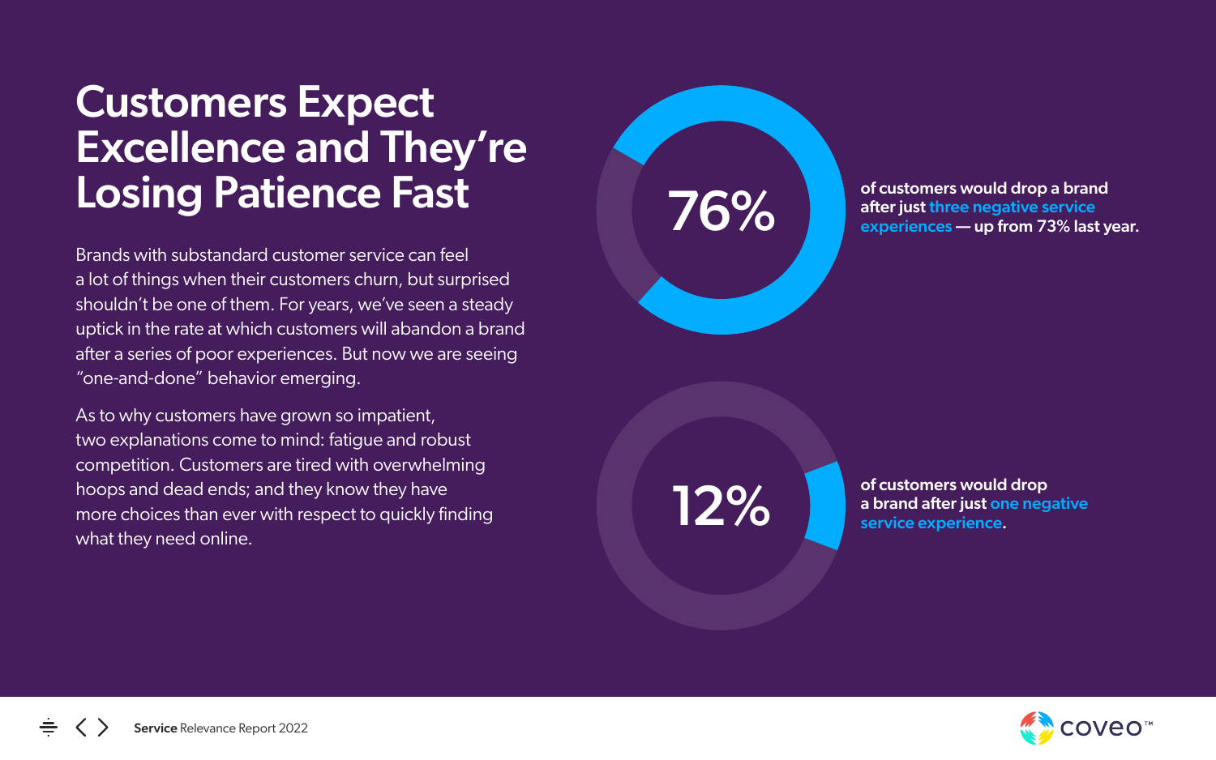# Customers Expect Excellence and They're Losing Patience Fast

Brands with substandard customer service can feel a lot of things when their customers churn, but surprised shouldn't be one of them. For years, we've seen a steady uptick in the rate at which customers will abandon a brand after a series of poor experiences. But now we are seeing "one-and-done" behavior emerging.

As to why customers have grown so impatient, two explanations come to mind: fatigue and robust competition. Customers are tired with overwhelming hoops and dead ends; and they know they have more choices than ever with respect to quickly finding what they need online.

**76%** of customers would drop a brand after just **three negative service experiences** — up from 73% last year.

**12%** of customers would drop a brand after just **one negative service experience**.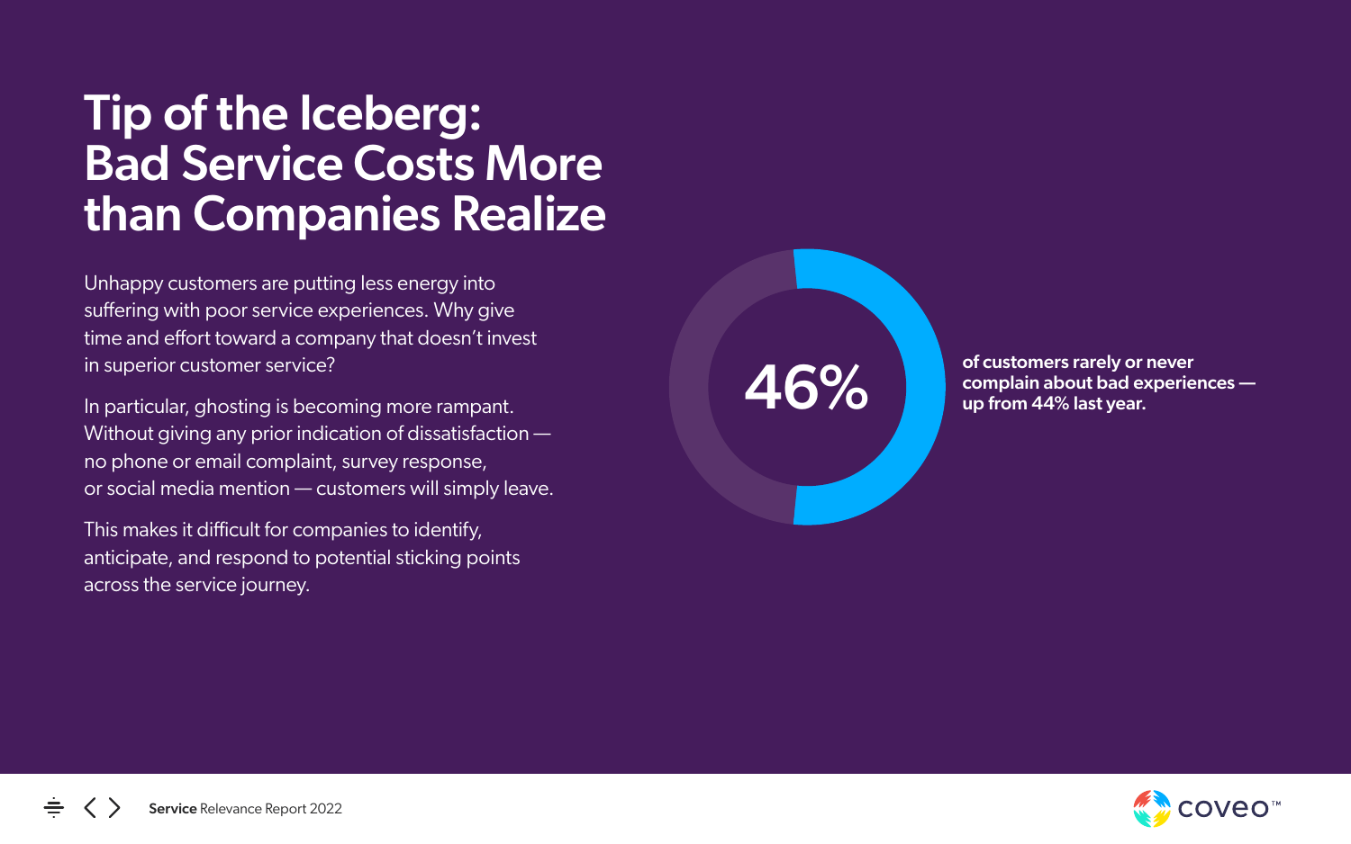# Tip of the Iceberg: Bad Service Costs More than Companies Realize

Unhappy customers are putting less energy into suffering with poor service experiences. Why give time and effort toward a company that doesn't invest in superior customer service?

In particular, ghosting is becoming more rampant. Without giving any prior indication of dissatisfaction — no phone or email complaint, survey response, or social media mention — customers will simply leave.

This makes it difficult for companies to identify, anticipate, and respond to potential sticking points across the service journey.

46%

**of customers rarely or never complain about bad experiences — up from 44% last year.**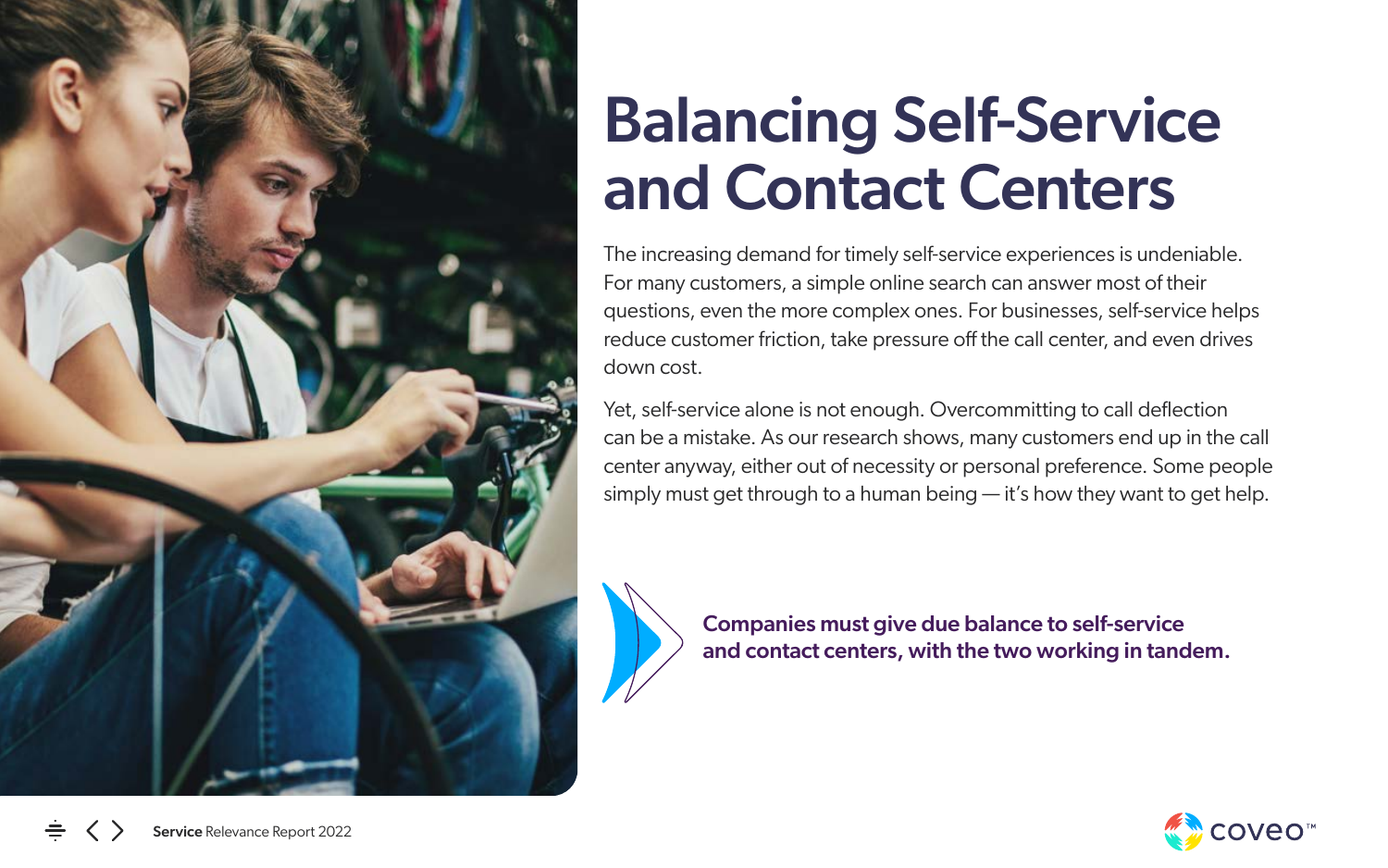# Balancing Self-Service and Contact Centers

The increasing demand for timely self-service experiences is undeniable. For many customers, a simple online search can answer most of their questions, even the more complex ones. For businesses, self-service helps reduce customer friction, take pressure off the call center, and even drives down cost.

Yet, self-service alone is not enough. Overcommitting to call deflection can be a mistake. As our research shows, many customers end up in the call center anyway, either out of necessity or personal preference. Some people simply must get through to a human being — it's how they want to get help.

**Companies must give due balance to self-service and contact centers, with the two working in tandem.**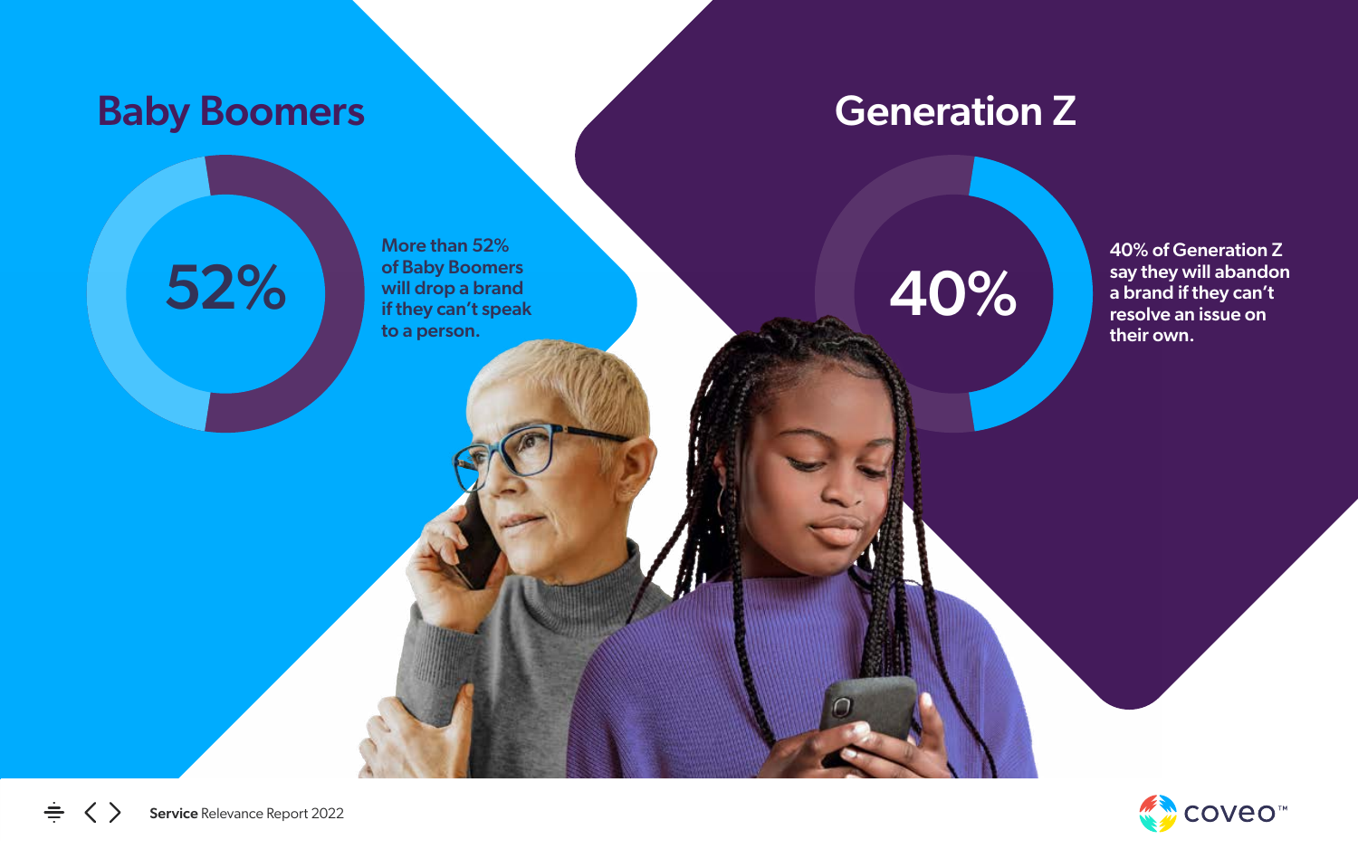## Baby Boomers

52%

More than 52% of Baby Boomers will drop a brand if they can't speak to a person.

## Generation Z

40%

40% of Generation Z say they will abandon a brand if they can't resolve an issue on their own.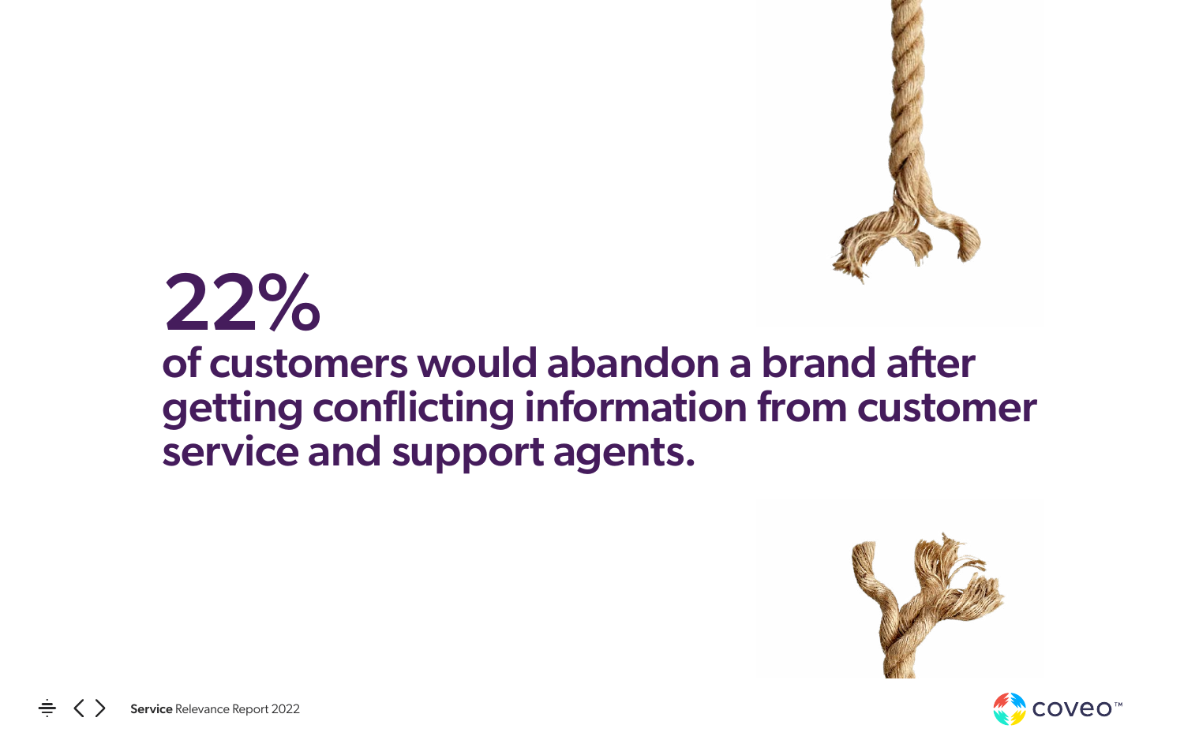# 22%

## of customers would abandon a brand after getting conflicting information from customer service and support agents.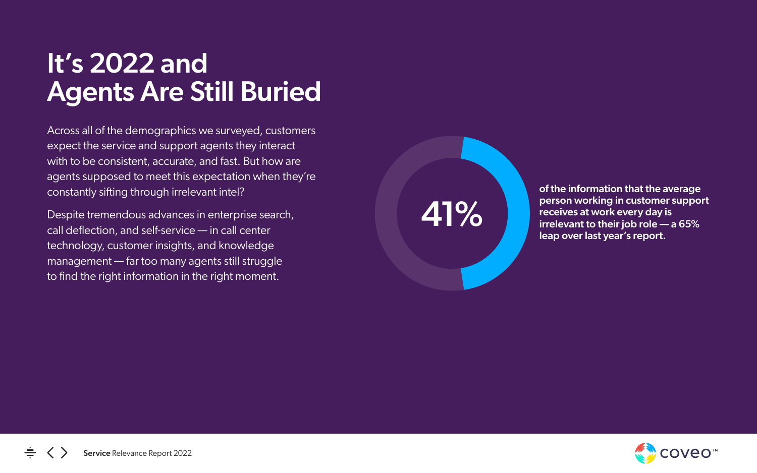# It's 2022 and Agents Are Still Buried

Across all of the demographics we surveyed, customers expect the service and support agents they interact with to be consistent, accurate, and fast. But how are agents supposed to meet this expectation when they're constantly sifting through irrelevant intel?

Despite tremendous advances in enterprise search, call deflection, and self-service — in call center technology, customer insights, and knowledge management — far too many agents still struggle to find the right information in the right moment.

41%

**of the information that the average person working in customer support receives at work every day is irrelevant to their job role — a 65% leap over last year's report.**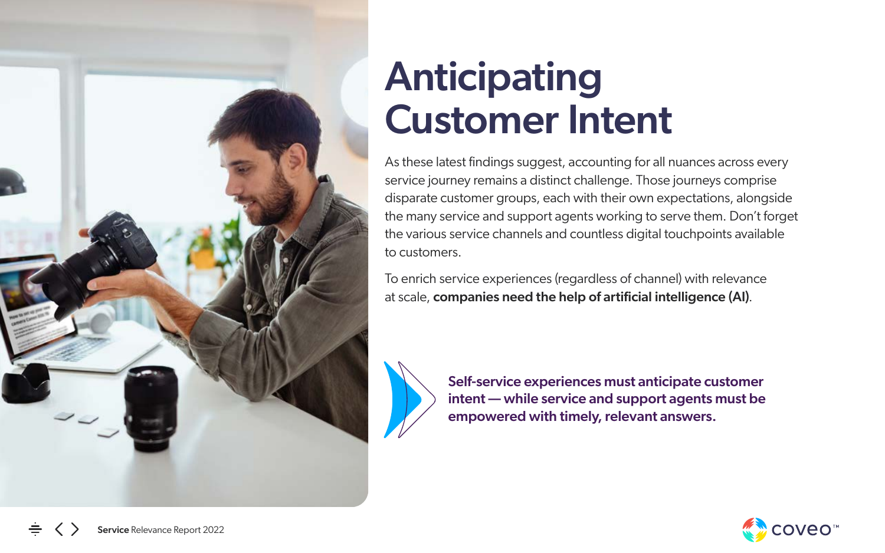# Anticipating Customer Intent

As these latest findings suggest, accounting for all nuances across every service journey remains a distinct challenge. Those journeys comprise disparate customer groups, each with their own expectations, alongside the many service and support agents working to serve them. Don't forget the various service channels and countless digital touchpoints available to customers.

To enrich service experiences (regardless of channel) with relevance at scale, **companies need the help of artificial intelligence (AI)**.

**Self-service experiences must anticipate customer intent — while service and support agents must be empowered with timely, relevant answers.**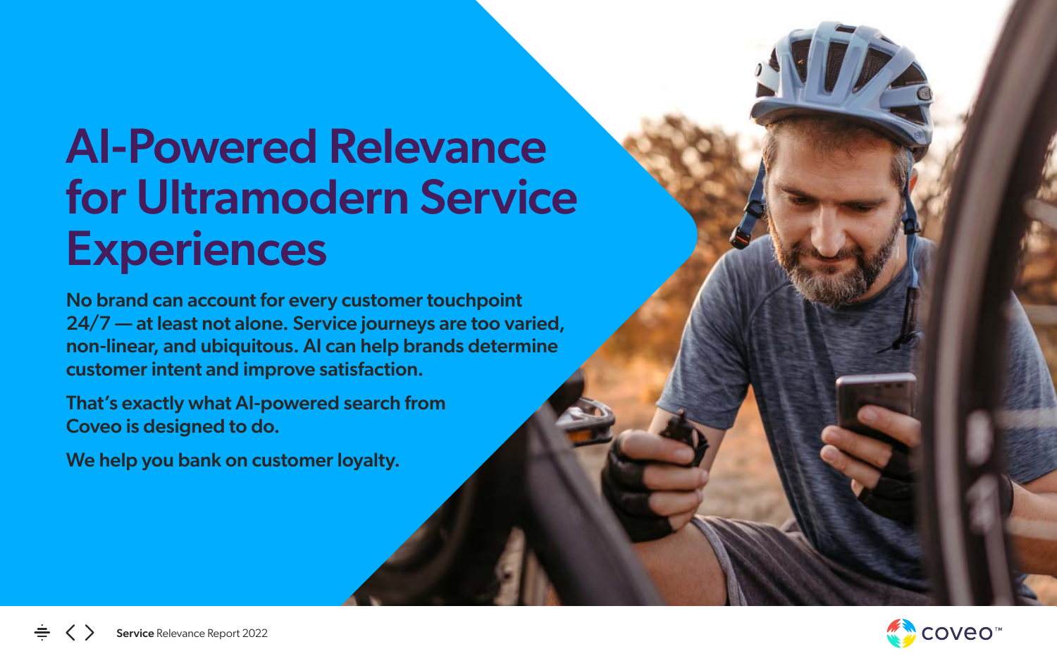# AI-Powered Relevance for Ultramodern Service Experiences

**No brand can account for every customer touchpoint 24/7 — at least not alone. Service journeys are too varied, non-linear, and ubiquitous. AI can help brands determine customer intent and improve satisfaction.**

**That's exactly what AI-powered search from Coveo is designed to do.**

**We help you bank on customer loyalty.**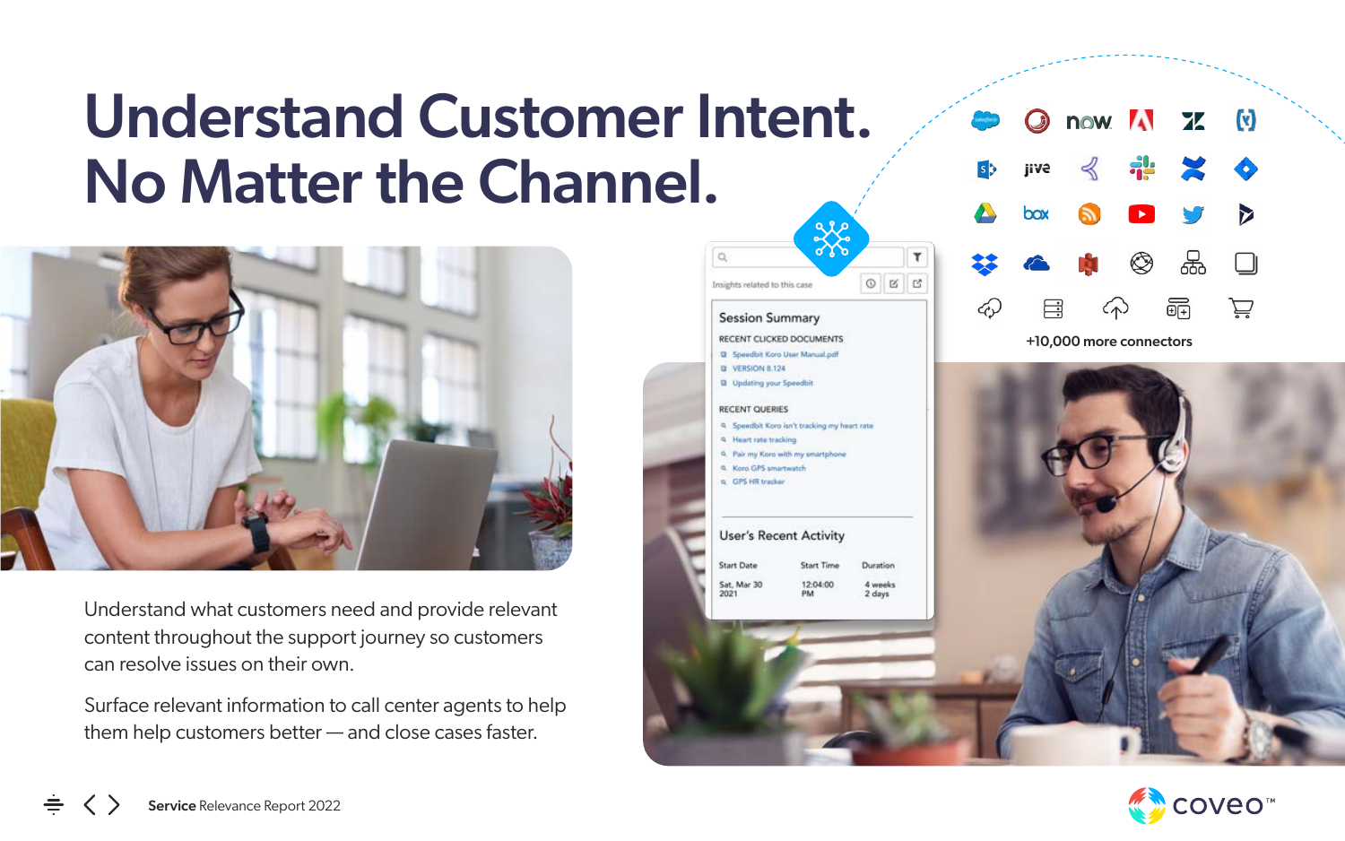# Understand Customer Intent. No Matter the Channel.

Understand what customers need and provide relevant content throughout the support journey so customers can resolve issues on their own.

Surface relevant information to call center agents to help them help customers better — and close cases faster.

Insights related to this case

**Session Summary**

RECENT CLICKED DOCUMENTS

- Speedbit Koro User Manual.pdf
- VERSION 8.124
- Updating your Speedbit

RECENT QUERIES

- Speedbit Koro isn't tracking my heart rate
- Heart rate tracking
- Pair my Koro with my smartphone
- Koro GPS smartwatch
- GPS HR tracker

**User's Recent Activity**

| Start Date | Start Time | Duration |
| --- | --- | --- |
| Sat, Mar 30 2021 | 12:04:00 PM | 4 weeks 2 days |

+10,000 more connectors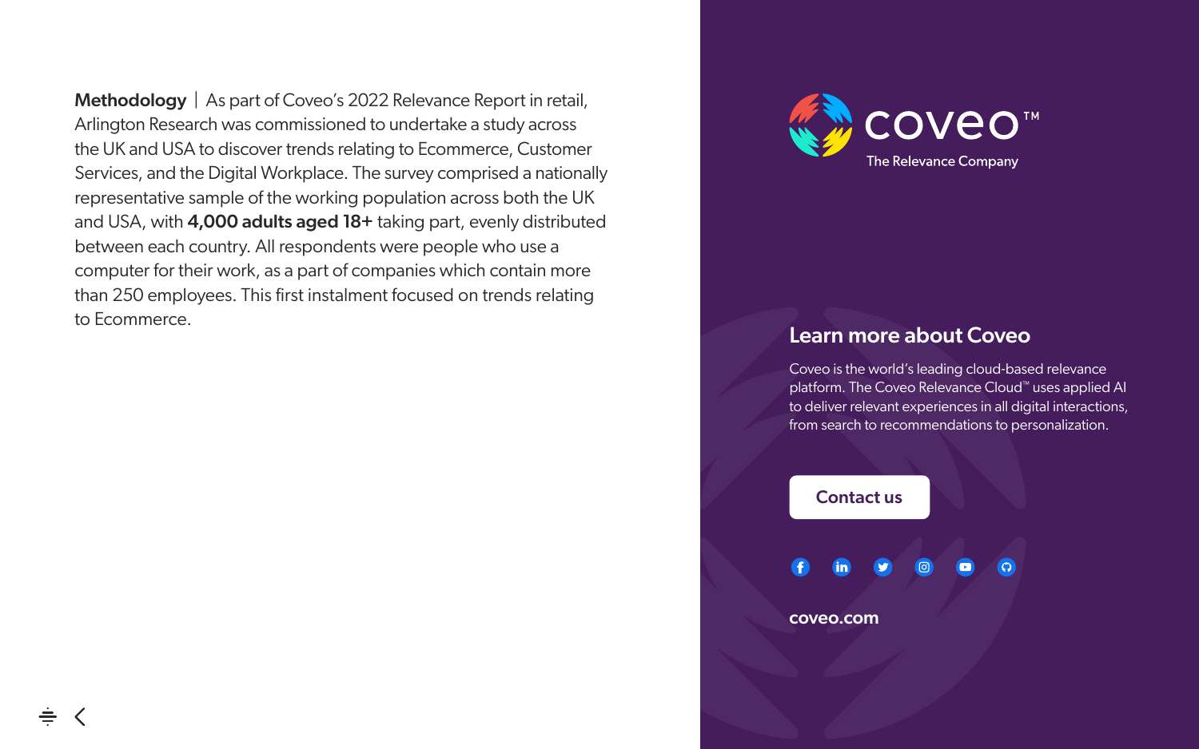**Methodology** | As part of Coveo's 2022 Relevance Report in retail, Arlington Research was commissioned to undertake a study across the UK and USA to discover trends relating to Ecommerce, Customer Services, and the Digital Workplace. The survey comprised a nationally representative sample of the working population across both the UK and USA, with **4,000 adults aged 18+** taking part, evenly distributed between each country. All respondents were people who use a computer for their work, as a part of companies which contain more than 250 employees. This first instalment focused on trends relating to Ecommerce.

coveo™

The Relevance Company

## Learn more about Coveo

Coveo is the world's leading cloud-based relevance platform. The Coveo Relevance Cloud™ uses applied AI to deliver relevant experiences in all digital interactions, from search to recommendations to personalization.

Contact us

coveo.com